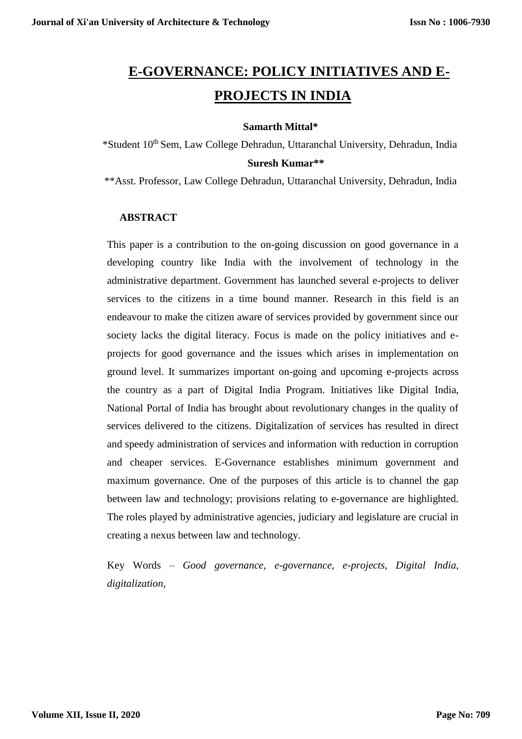# E-GOVERNANCE: POLICY INITIATIVES AND E-PROJECTS IN INDIA

**Samarth Mittal***

*Student 10th Sem, Law College Dehradun, Uttaranchal University, Dehradun, India

**Suresh Kumar****

**Asst. Professor, Law College Dehradun, Uttaranchal University, Dehradun, India

## ABSTRACT

This paper is a contribution to the on-going discussion on good governance in a developing country like India with the involvement of technology in the administrative department. Government has launched several e-projects to deliver services to the citizens in a time bound manner. Research in this field is an endeavour to make the citizen aware of services provided by government since our society lacks the digital literacy. Focus is made on the policy initiatives and e-projects for good governance and the issues which arises in implementation on ground level. It summarizes important on-going and upcoming e-projects across the country as a part of Digital India Program. Initiatives like Digital India, National Portal of India has brought about revolutionary changes in the quality of services delivered to the citizens. Digitalization of services has resulted in direct and speedy administration of services and information with reduction in corruption and cheaper services. E-Governance establishes minimum government and maximum governance. One of the purposes of this article is to channel the gap between law and technology; provisions relating to e-governance are highlighted. The roles played by administrative agencies, judiciary and legislature are crucial in creating a nexus between law and technology.

Key Words – *Good governance, e-governance, e-projects, Digital India, digitalization,*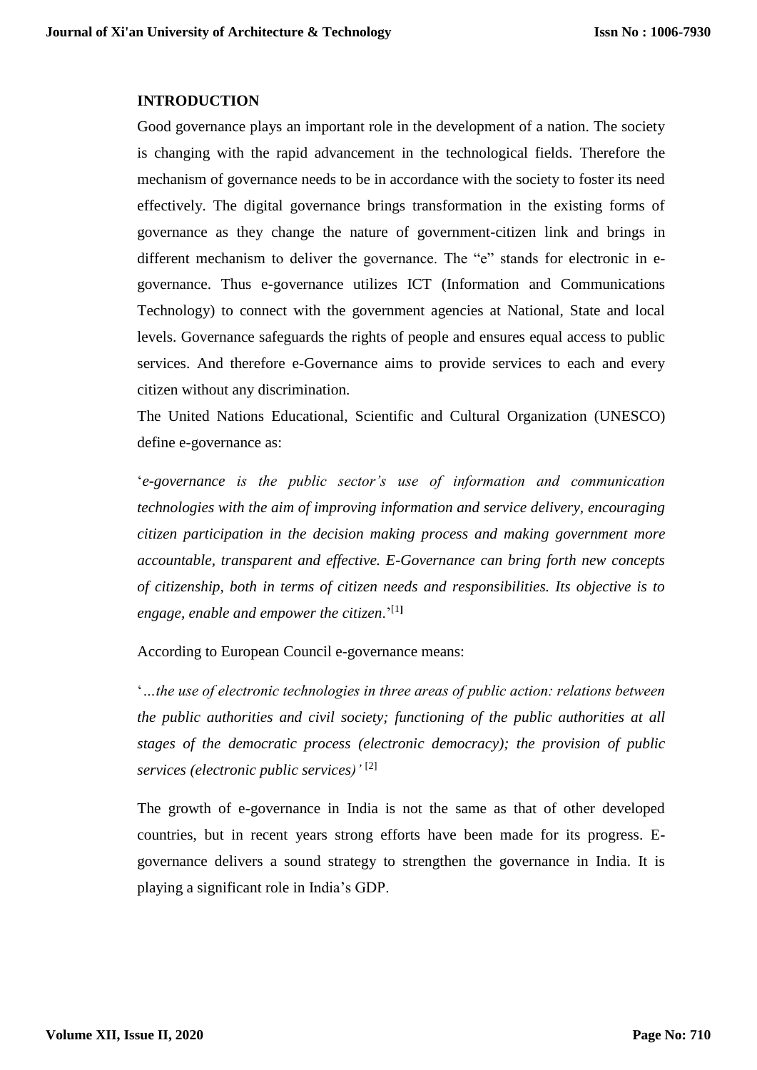## INTRODUCTION

Good governance plays an important role in the development of a nation. The society is changing with the rapid advancement in the technological fields. Therefore the mechanism of governance needs to be in accordance with the society to foster its need effectively. The digital governance brings transformation in the existing forms of governance as they change the nature of government-citizen link and brings in different mechanism to deliver the governance. The "e" stands for electronic in e-governance. Thus e-governance utilizes ICT (Information and Communications Technology) to connect with the government agencies at National, State and local levels. Governance safeguards the rights of people and ensures equal access to public services. And therefore e-Governance aims to provide services to each and every citizen without any discrimination.

The United Nations Educational, Scientific and Cultural Organization (UNESCO) define e-governance as:

'*e-governance is the public sector's use of information and communication technologies with the aim of improving information and service delivery, encouraging citizen participation in the decision making process and making government more accountable, transparent and effective. E-Governance can bring forth new concepts of citizenship, both in terms of citizen needs and responsibilities. Its objective is to engage, enable and empower the citizen*.'[1]

According to European Council e-governance means:

'*…the use of electronic technologies in three areas of public action: relations between the public authorities and civil society; functioning of the public authorities at all stages of the democratic process (electronic democracy); the provision of public services (electronic public services)'* [2]

The growth of e-governance in India is not the same as that of other developed countries, but in recent years strong efforts have been made for its progress. E-governance delivers a sound strategy to strengthen the governance in India. It is playing a significant role in India's GDP.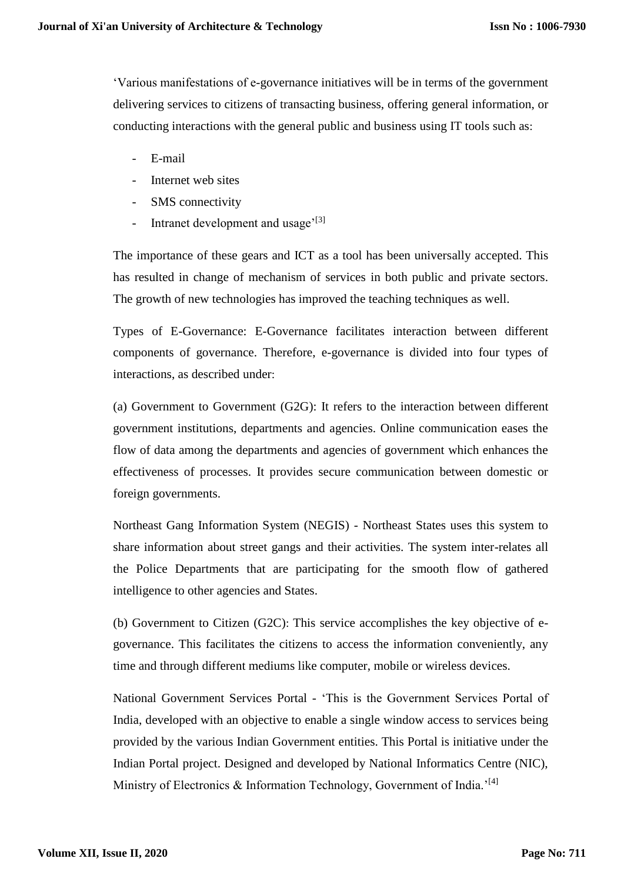'Various manifestations of e-governance initiatives will be in terms of the government delivering services to citizens of transacting business, offering general information, or conducting interactions with the general public and business using IT tools such as:

- E-mail
- Internet web sites
- SMS connectivity
- Intranet development and usage'[3]

The importance of these gears and ICT as a tool has been universally accepted. This has resulted in change of mechanism of services in both public and private sectors. The growth of new technologies has improved the teaching techniques as well.

Types of E-Governance: E-Governance facilitates interaction between different components of governance. Therefore, e-governance is divided into four types of interactions, as described under:

(a) Government to Government (G2G): It refers to the interaction between different government institutions, departments and agencies. Online communication eases the flow of data among the departments and agencies of government which enhances the effectiveness of processes. It provides secure communication between domestic or foreign governments.

Northeast Gang Information System (NEGIS) - Northeast States uses this system to share information about street gangs and their activities. The system inter-relates all the Police Departments that are participating for the smooth flow of gathered intelligence to other agencies and States.

(b) Government to Citizen (G2C): This service accomplishes the key objective of e-governance. This facilitates the citizens to access the information conveniently, any time and through different mediums like computer, mobile or wireless devices.

National Government Services Portal - 'This is the Government Services Portal of India, developed with an objective to enable a single window access to services being provided by the various Indian Government entities. This Portal is initiative under the Indian Portal project. Designed and developed by National Informatics Centre (NIC), Ministry of Electronics & Information Technology, Government of India.'[4]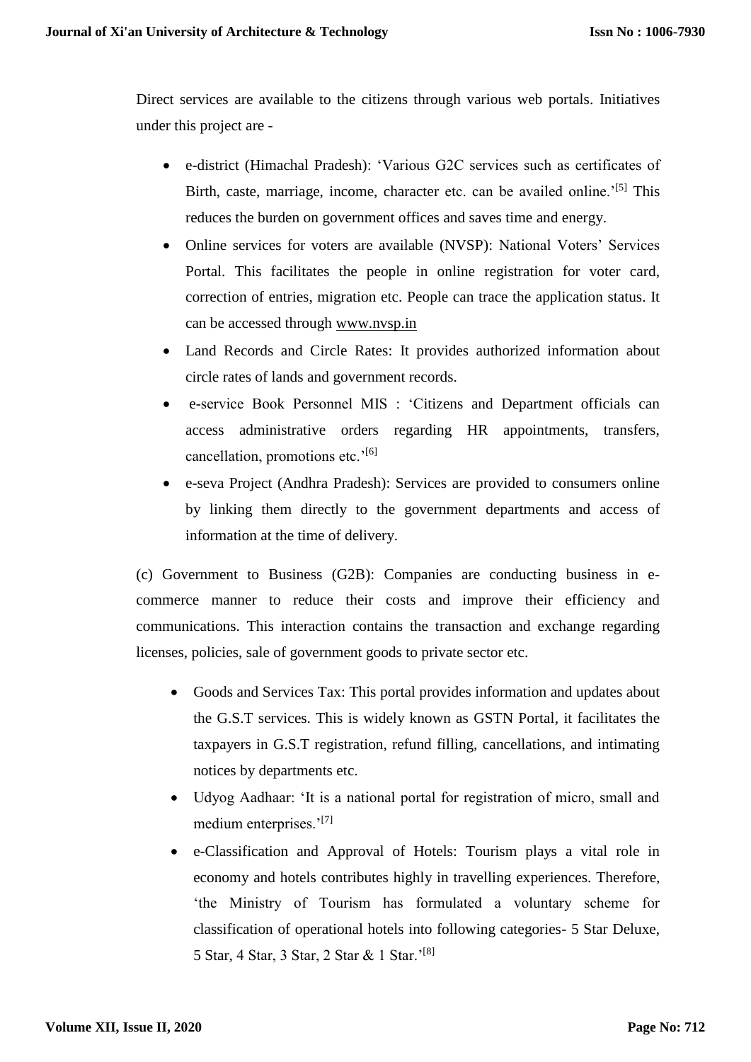Direct services are available to the citizens through various web portals. Initiatives under this project are -

- e-district (Himachal Pradesh): 'Various G2C services such as certificates of Birth, caste, marriage, income, character etc. can be availed online.'[5] This reduces the burden on government offices and saves time and energy.
- Online services for voters are available (NVSP): National Voters' Services Portal. This facilitates the people in online registration for voter card, correction of entries, migration etc. People can trace the application status. It can be accessed through www.nvsp.in
- Land Records and Circle Rates: It provides authorized information about circle rates of lands and government records.
- e-service Book Personnel MIS : 'Citizens and Department officials can access administrative orders regarding HR appointments, transfers, cancellation, promotions etc.'[6]
- e-seva Project (Andhra Pradesh): Services are provided to consumers online by linking them directly to the government departments and access of information at the time of delivery.

(c) Government to Business (G2B): Companies are conducting business in e-commerce manner to reduce their costs and improve their efficiency and communications. This interaction contains the transaction and exchange regarding licenses, policies, sale of government goods to private sector etc.

- Goods and Services Tax: This portal provides information and updates about the G.S.T services. This is widely known as GSTN Portal, it facilitates the taxpayers in G.S.T registration, refund filling, cancellations, and intimating notices by departments etc.
- Udyog Aadhaar: 'It is a national portal for registration of micro, small and medium enterprises.'[7]
- e-Classification and Approval of Hotels: Tourism plays a vital role in economy and hotels contributes highly in travelling experiences. Therefore, 'the Ministry of Tourism has formulated a voluntary scheme for classification of operational hotels into following categories- 5 Star Deluxe, 5 Star, 4 Star, 3 Star, 2 Star & 1 Star.'[8]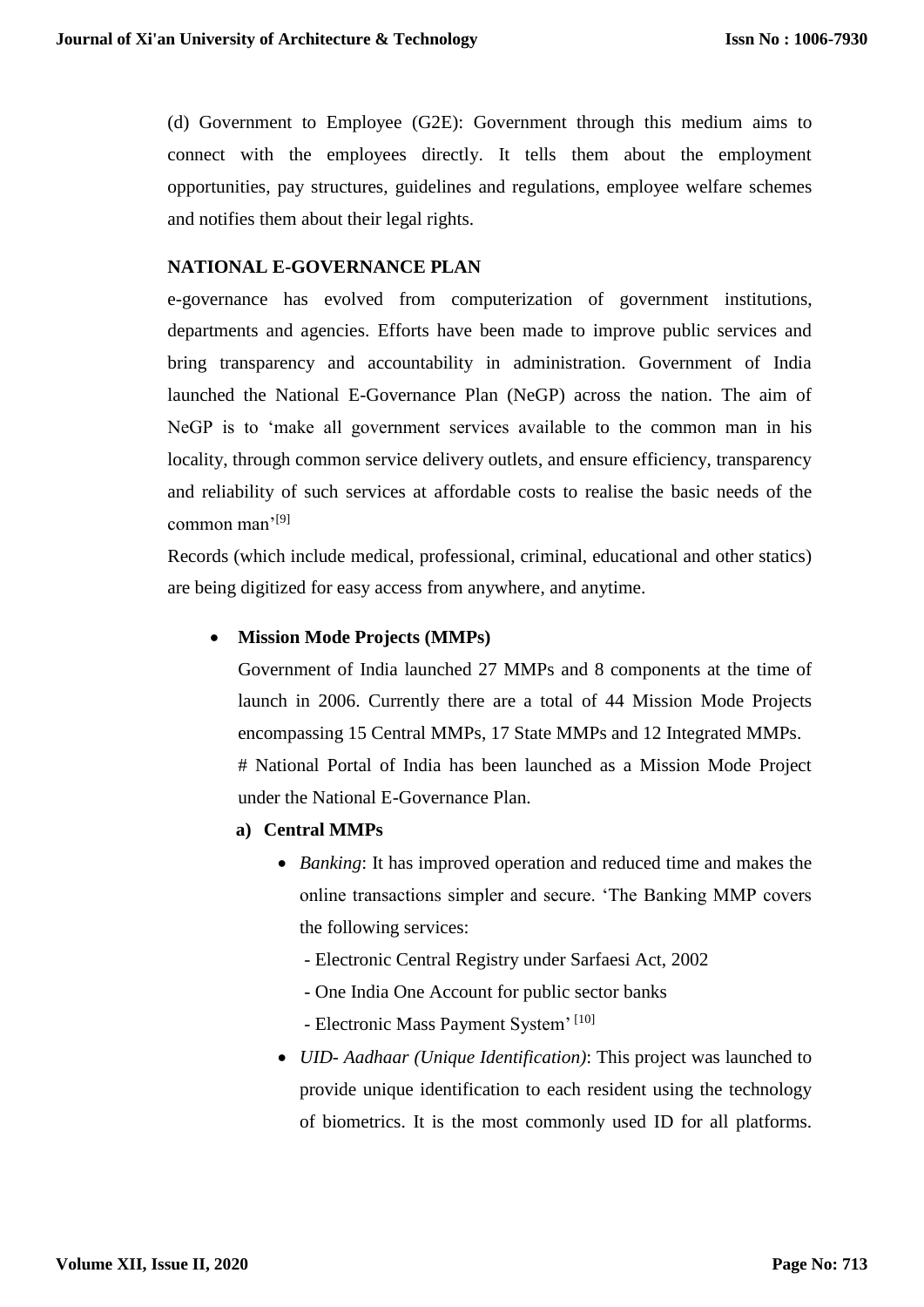(d) Government to Employee (G2E): Government through this medium aims to connect with the employees directly. It tells them about the employment opportunities, pay structures, guidelines and regulations, employee welfare schemes and notifies them about their legal rights.

## NATIONAL E-GOVERNANCE PLAN

e-governance has evolved from computerization of government institutions, departments and agencies. Efforts have been made to improve public services and bring transparency and accountability in administration. Government of India launched the National E-Governance Plan (NeGP) across the nation. The aim of NeGP is to 'make all government services available to the common man in his locality, through common service delivery outlets, and ensure efficiency, transparency and reliability of such services at affordable costs to realise the basic needs of the common man'[9]

Records (which include medical, professional, criminal, educational and other statics) are being digitized for easy access from anywhere, and anytime.

- **Mission Mode Projects (MMPs)**

  Government of India launched 27 MMPs and 8 components at the time of launch in 2006. Currently there are a total of 44 Mission Mode Projects encompassing 15 Central MMPs, 17 State MMPs and 12 Integrated MMPs.

  # National Portal of India has been launched as a Mission Mode Project under the National E-Governance Plan.

  **a) Central MMPs**

  - *Banking*: It has improved operation and reduced time and makes the online transactions simpler and secure. 'The Banking MMP covers the following services:
    - Electronic Central Registry under Sarfaesi Act, 2002
    - One India One Account for public sector banks
    - Electronic Mass Payment System' [10]
  - *UID- Aadhaar (Unique Identification)*: This project was launched to provide unique identification to each resident using the technology of biometrics. It is the most commonly used ID for all platforms.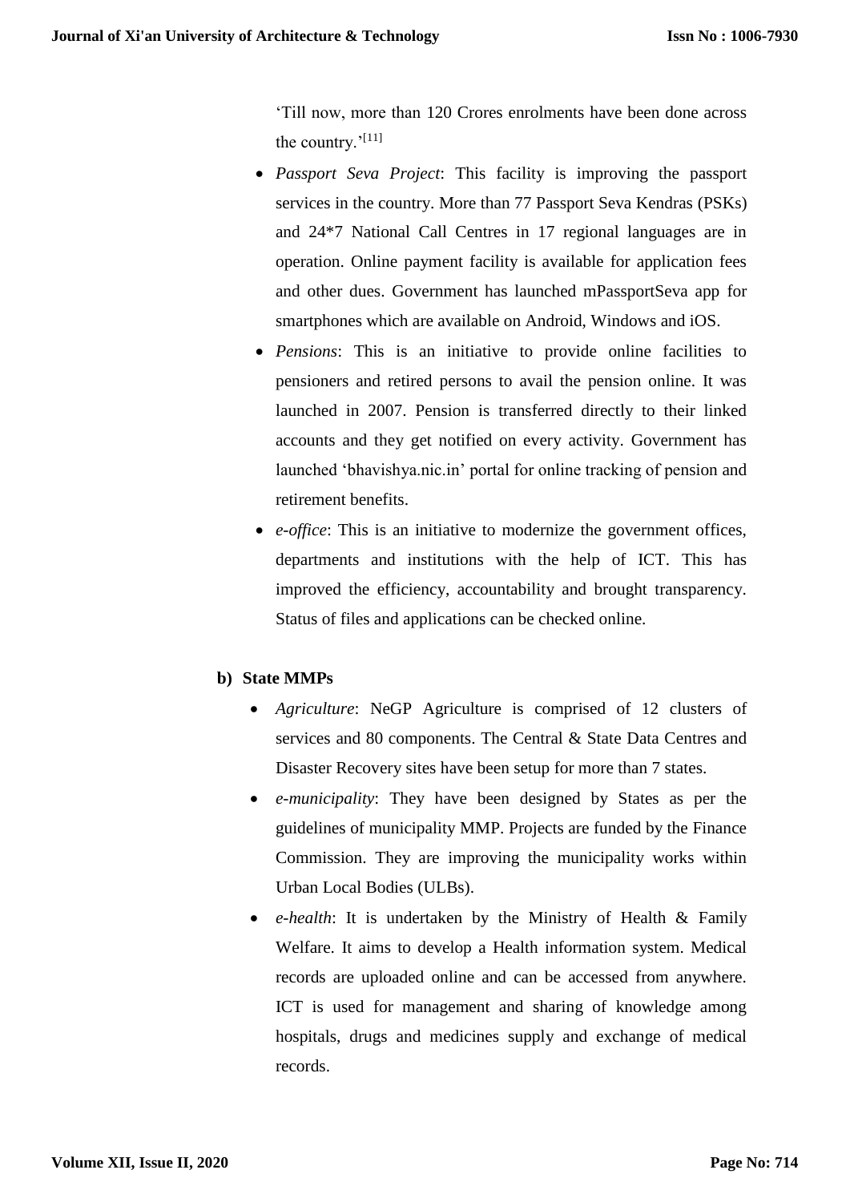'Till now, more than 120 Crores enrolments have been done across the country.'[11]

- *Passport Seva Project*: This facility is improving the passport services in the country. More than 77 Passport Seva Kendras (PSKs) and 24*7 National Call Centres in 17 regional languages are in operation. Online payment facility is available for application fees and other dues. Government has launched mPassportSeva app for smartphones which are available on Android, Windows and iOS.
- *Pensions*: This is an initiative to provide online facilities to pensioners and retired persons to avail the pension online. It was launched in 2007. Pension is transferred directly to their linked accounts and they get notified on every activity. Government has launched 'bhavishya.nic.in' portal for online tracking of pension and retirement benefits.
- *e-office*: This is an initiative to modernize the government offices, departments and institutions with the help of ICT. This has improved the efficiency, accountability and brought transparency. Status of files and applications can be checked online.

**b) State MMPs**

- *Agriculture*: NeGP Agriculture is comprised of 12 clusters of services and 80 components. The Central & State Data Centres and Disaster Recovery sites have been setup for more than 7 states.
- *e-municipality*: They have been designed by States as per the guidelines of municipality MMP. Projects are funded by the Finance Commission. They are improving the municipality works within Urban Local Bodies (ULBs).
- *e-health*: It is undertaken by the Ministry of Health & Family Welfare. It aims to develop a Health information system. Medical records are uploaded online and can be accessed from anywhere. ICT is used for management and sharing of knowledge among hospitals, drugs and medicines supply and exchange of medical records.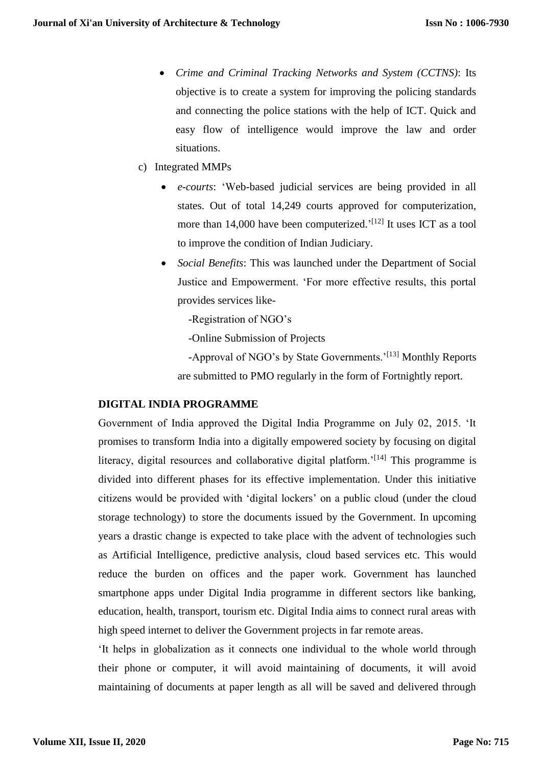- *Crime and Criminal Tracking Networks and System (CCTNS)*: Its objective is to create a system for improving the policing standards and connecting the police stations with the help of ICT. Quick and easy flow of intelligence would improve the law and order situations.

c) Integrated MMPs

- *e-courts*: 'Web-based judicial services are being provided in all states. Out of total 14,249 courts approved for computerization, more than 14,000 have been computerized.'[12] It uses ICT as a tool to improve the condition of Indian Judiciary.
- *Social Benefits*: This was launched under the Department of Social Justice and Empowerment. 'For more effective results, this portal provides services like-

  -Registration of NGO's

  -Online Submission of Projects

  -Approval of NGO's by State Governments.'[13] Monthly Reports are submitted to PMO regularly in the form of Fortnightly report.

**DIGITAL INDIA PROGRAMME**

Government of India approved the Digital India Programme on July 02, 2015. 'It promises to transform India into a digitally empowered society by focusing on digital literacy, digital resources and collaborative digital platform.'[14] This programme is divided into different phases for its effective implementation. Under this initiative citizens would be provided with 'digital lockers' on a public cloud (under the cloud storage technology) to store the documents issued by the Government. In upcoming years a drastic change is expected to take place with the advent of technologies such as Artificial Intelligence, predictive analysis, cloud based services etc. This would reduce the burden on offices and the paper work. Government has launched smartphone apps under Digital India programme in different sectors like banking, education, health, transport, tourism etc. Digital India aims to connect rural areas with high speed internet to deliver the Government projects in far remote areas.

'It helps in globalization as it connects one individual to the whole world through their phone or computer, it will avoid maintaining of documents, it will avoid maintaining of documents at paper length as all will be saved and delivered through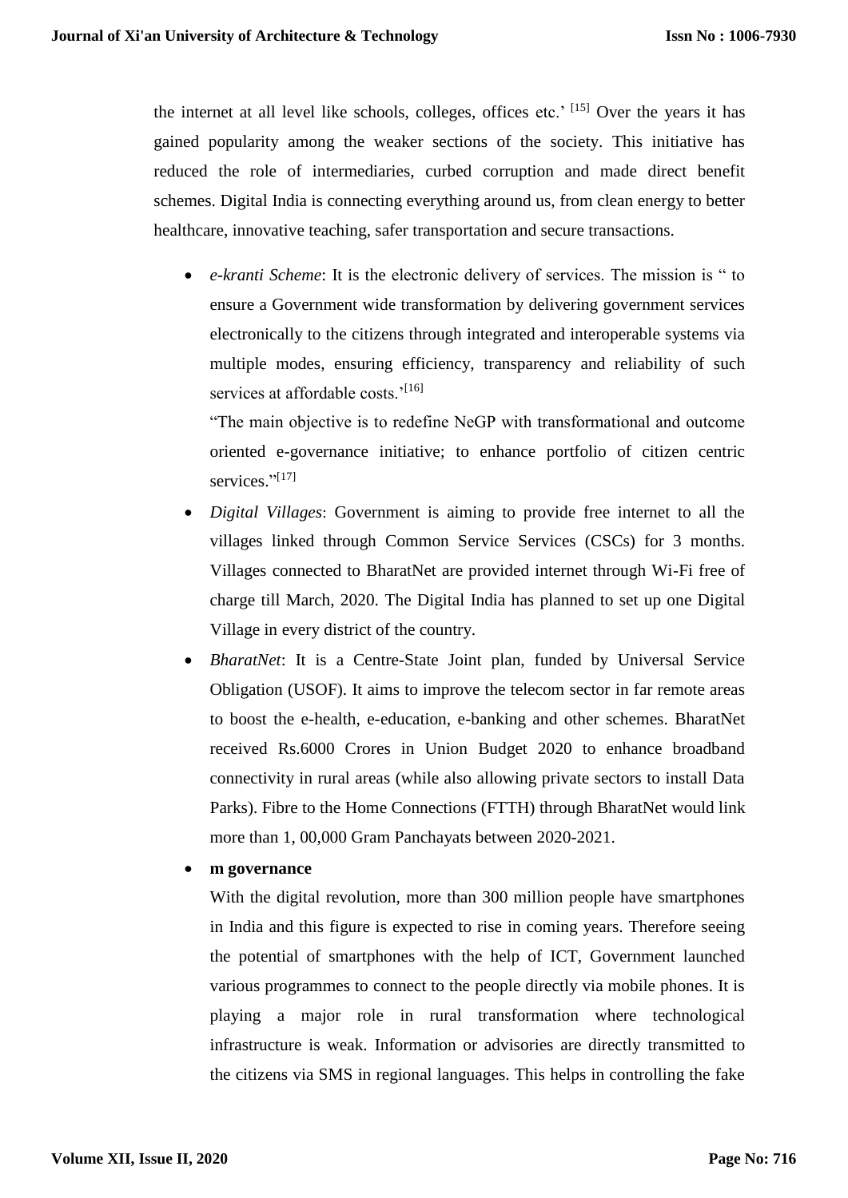the internet at all level like schools, colleges, offices etc.' [15] Over the years it has gained popularity among the weaker sections of the society. This initiative has reduced the role of intermediaries, curbed corruption and made direct benefit schemes. Digital India is connecting everything around us, from clean energy to better healthcare, innovative teaching, safer transportation and secure transactions.

- *e-kranti Scheme*: It is the electronic delivery of services. The mission is " to ensure a Government wide transformation by delivering government services electronically to the citizens through integrated and interoperable systems via multiple modes, ensuring efficiency, transparency and reliability of such services at affordable costs.'[16]

  "The main objective is to redefine NeGP with transformational and outcome oriented e-governance initiative; to enhance portfolio of citizen centric services."[17]

- *Digital Villages*: Government is aiming to provide free internet to all the villages linked through Common Service Services (CSCs) for 3 months. Villages connected to BharatNet are provided internet through Wi-Fi free of charge till March, 2020. The Digital India has planned to set up one Digital Village in every district of the country.

- *BharatNet*: It is a Centre-State Joint plan, funded by Universal Service Obligation (USOF). It aims to improve the telecom sector in far remote areas to boost the e-health, e-education, e-banking and other schemes. BharatNet received Rs.6000 Crores in Union Budget 2020 to enhance broadband connectivity in rural areas (while also allowing private sectors to install Data Parks). Fibre to the Home Connections (FTTH) through BharatNet would link more than 1, 00,000 Gram Panchayats between 2020-2021.

- **m governance**

  With the digital revolution, more than 300 million people have smartphones in India and this figure is expected to rise in coming years. Therefore seeing the potential of smartphones with the help of ICT, Government launched various programmes to connect to the people directly via mobile phones. It is playing a major role in rural transformation where technological infrastructure is weak. Information or advisories are directly transmitted to the citizens via SMS in regional languages. This helps in controlling the fake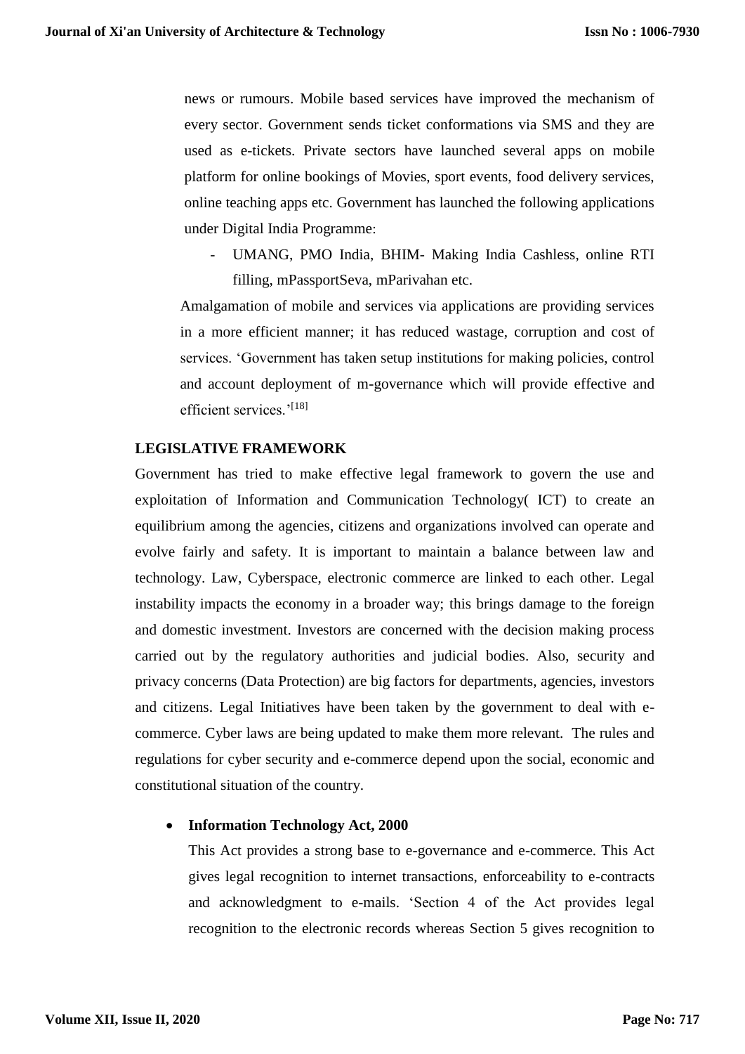news or rumours. Mobile based services have improved the mechanism of every sector. Government sends ticket conformations via SMS and they are used as e-tickets. Private sectors have launched several apps on mobile platform for online bookings of Movies, sport events, food delivery services, online teaching apps etc. Government has launched the following applications under Digital India Programme:

- UMANG, PMO India, BHIM- Making India Cashless, online RTI filling, mPassportSeva, mParivahan etc.

Amalgamation of mobile and services via applications are providing services in a more efficient manner; it has reduced wastage, corruption and cost of services. 'Government has taken setup institutions for making policies, control and account deployment of m-governance which will provide effective and efficient services.'[18]

**LEGISLATIVE FRAMEWORK**

Government has tried to make effective legal framework to govern the use and exploitation of Information and Communication Technology( ICT) to create an equilibrium among the agencies, citizens and organizations involved can operate and evolve fairly and safety. It is important to maintain a balance between law and technology. Law, Cyberspace, electronic commerce are linked to each other. Legal instability impacts the economy in a broader way; this brings damage to the foreign and domestic investment. Investors are concerned with the decision making process carried out by the regulatory authorities and judicial bodies. Also, security and privacy concerns (Data Protection) are big factors for departments, agencies, investors and citizens. Legal Initiatives have been taken by the government to deal with e-commerce. Cyber laws are being updated to make them more relevant. The rules and regulations for cyber security and e-commerce depend upon the social, economic and constitutional situation of the country.

- **Information Technology Act, 2000**

  This Act provides a strong base to e-governance and e-commerce. This Act gives legal recognition to internet transactions, enforceability to e-contracts and acknowledgment to e-mails. 'Section 4 of the Act provides legal recognition to the electronic records whereas Section 5 gives recognition to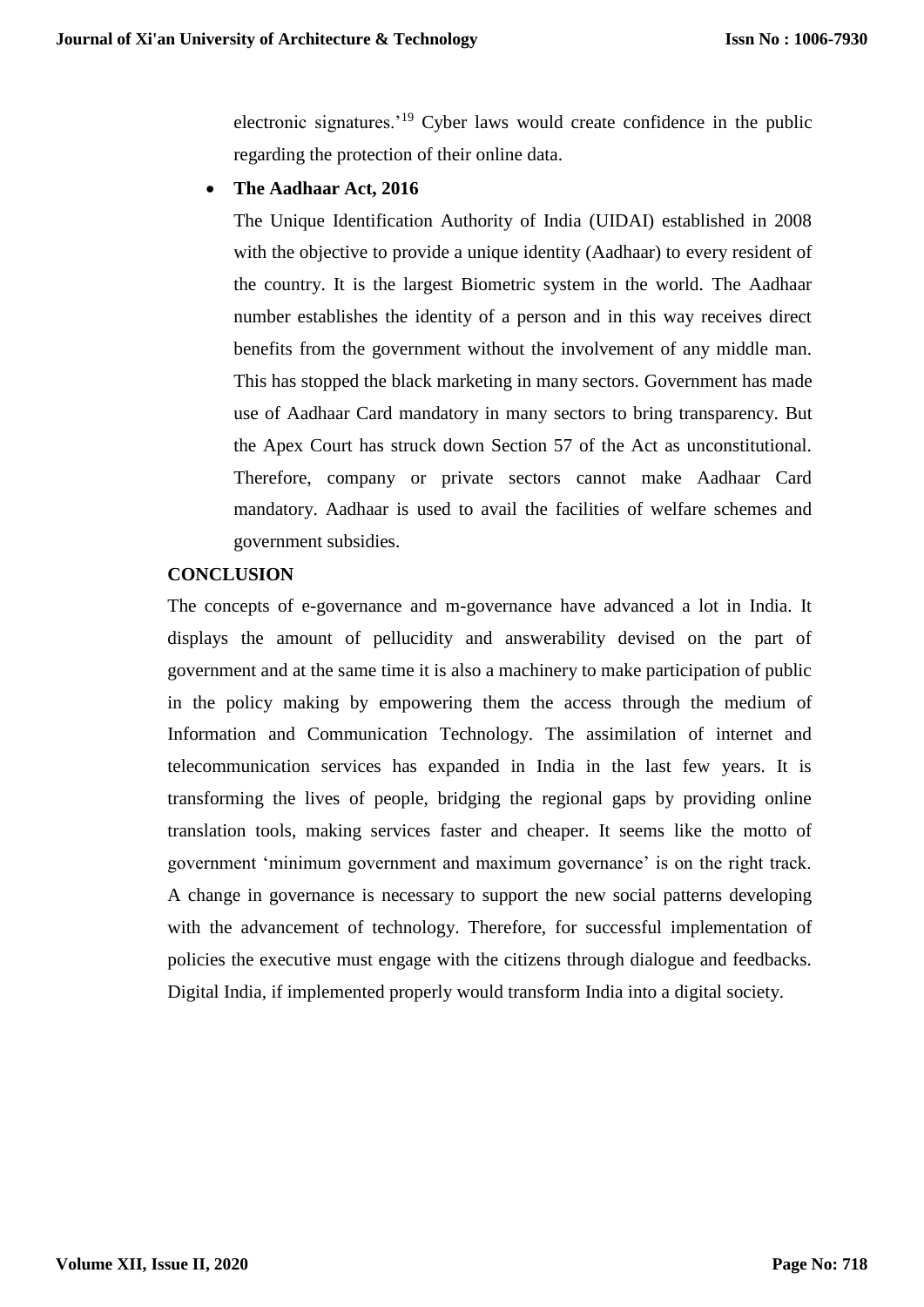electronic signatures.'[19] Cyber laws would create confidence in the public regarding the protection of their online data.

- **The Aadhaar Act, 2016**

  The Unique Identification Authority of India (UIDAI) established in 2008 with the objective to provide a unique identity (Aadhaar) to every resident of the country. It is the largest Biometric system in the world. The Aadhaar number establishes the identity of a person and in this way receives direct benefits from the government without the involvement of any middle man. This has stopped the black marketing in many sectors. Government has made use of Aadhaar Card mandatory in many sectors to bring transparency. But the Apex Court has struck down Section 57 of the Act as unconstitutional. Therefore, company or private sectors cannot make Aadhaar Card mandatory. Aadhaar is used to avail the facilities of welfare schemes and government subsidies.

**CONCLUSION**

The concepts of e-governance and m-governance have advanced a lot in India. It displays the amount of pellucidity and answerability devised on the part of government and at the same time it is also a machinery to make participation of public in the policy making by empowering them the access through the medium of Information and Communication Technology. The assimilation of internet and telecommunication services has expanded in India in the last few years. It is transforming the lives of people, bridging the regional gaps by providing online translation tools, making services faster and cheaper. It seems like the motto of government 'minimum government and maximum governance' is on the right track. A change in governance is necessary to support the new social patterns developing with the advancement of technology. Therefore, for successful implementation of policies the executive must engage with the citizens through dialogue and feedbacks. Digital India, if implemented properly would transform India into a digital society.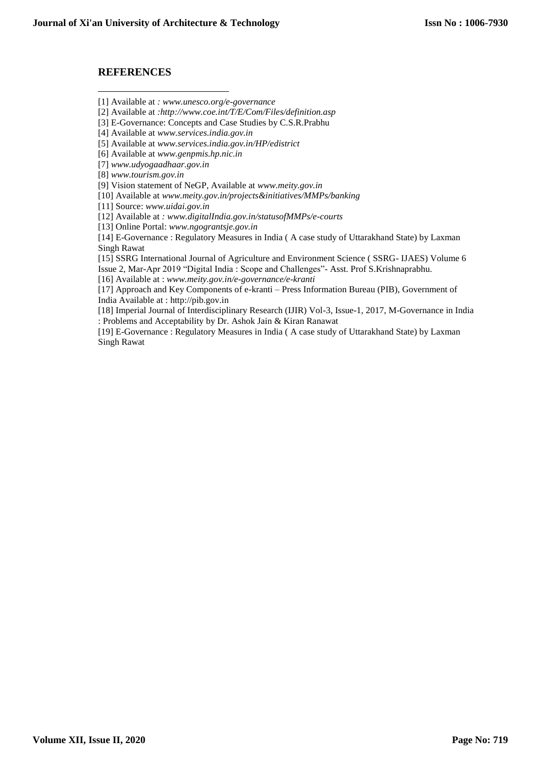## REFERENCES

[1] Available at *: www.unesco.org/e-governance*

[2] Available at *:http://www.coe.int/T/E/Com/Files/definition.asp*

[3] E-Governance: Concepts and Case Studies by C.S.R.Prabhu

[4] Available at *www.services.india.gov.in*

[5] Available at *www.services.india.gov.in/HP/edistrict*

[6] Available at *www.genpmis.hp.nic.in*

[7] *www.udyogaadhaar.gov.in*

[8] *www.tourism.gov.in*

[9] Vision statement of NeGP, Available at *www.meity.gov.in*

[10] Available at *www.meity.gov.in/projects&initiatives/MMPs/banking*

[11] Source: *www.uidai.gov.in*

[12] Available at *: www.digitalIndia.gov.in/statusofMMPs/e-courts*

[13] Online Portal: *www.ngograntsje.gov.in*

[14] E-Governance : Regulatory Measures in India ( A case study of Uttarakhand State) by Laxman Singh Rawat

[15] SSRG International Journal of Agriculture and Environment Science ( SSRG- IJAES) Volume 6 Issue 2, Mar-Apr 2019 "Digital India : Scope and Challenges"- Asst. Prof S.Krishnaprabhu.

[16] Available at : *www.meity.gov.in/e-governance/e-kranti*

[17] Approach and Key Components of e-kranti – Press Information Bureau (PIB), Government of India Available at : http://pib.gov.in

[18] Imperial Journal of Interdisciplinary Research (IJIR) Vol-3, Issue-1, 2017, M-Governance in India : Problems and Acceptability by Dr. Ashok Jain & Kiran Ranawat

[19] E-Governance : Regulatory Measures in India ( A case study of Uttarakhand State) by Laxman Singh Rawat